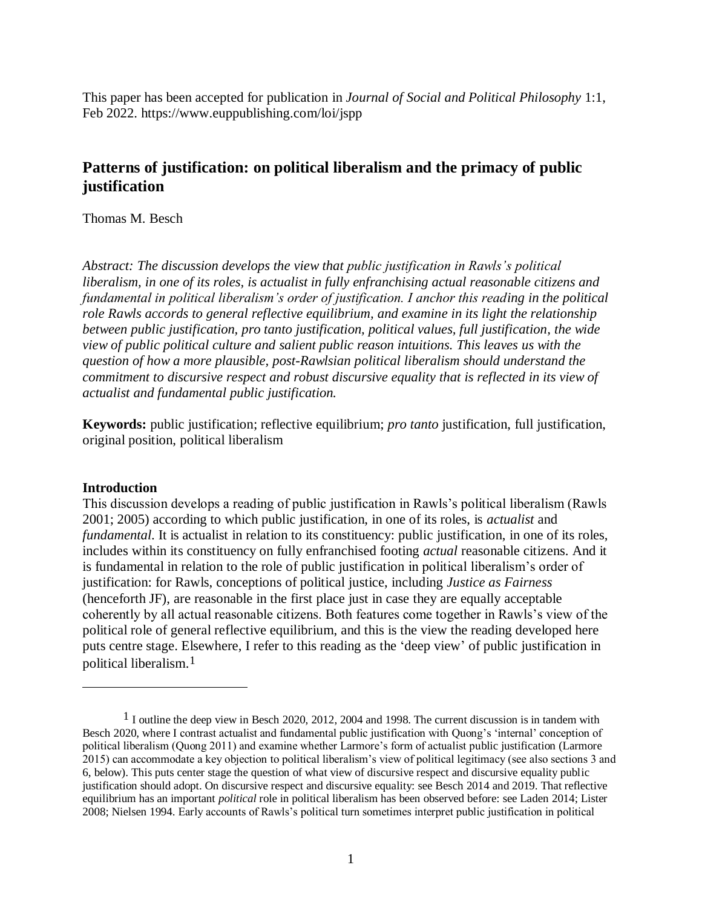This paper has been accepted for publication in *Journal of Social and Political Philosophy* 1:1, Feb 2022. https://www.euppublishing.com/loi/jspp

# Patterns of justification: on political liberalism and the primacy of public justification

Thomas M. Besch

*Abstract: The discussion develops the view that public justification in Rawls's political liberalism, in one of its roles, is actualist in fully enfranchising actual reasonable citizens and fundamental in political liberalism's order of justification. I anchor this reading in the political role Rawls accords to general reflective equilibrium, and examine in its light the relationship between public justification, pro tanto justification, political values, full justification, the wide view of public political culture and salient public reason intuitions. This leaves us with the question of how a more plausible, post-Rawlsian political liberalism should understand the commitment to discursive respect and robust discursive equality that is reflected in its view of actualist and fundamental public justification.*

**Keywords:** public justification; reflective equilibrium; *pro tanto* justification, full justification, original position, political liberalism

**Introduction**

This discussion develops a reading of public justification in Rawls's political liberalism (Rawls 2001; 2005) according to which public justification, in one of its roles, is *actualist* and *fundamental*. It is actualist in relation to its constituency: public justification, in one of its roles, includes within its constituency on fully enfranchised footing *actual* reasonable citizens. And it is fundamental in relation to the role of public justification in political liberalism's order of justification: for Rawls, conceptions of political justice, including *Justice as Fairness* (henceforth JF), are reasonable in the first place just in case they are equally acceptable coherently by all actual reasonable citizens. Both features come together in Rawls's view of the political role of general reflective equilibrium, and this is the view the reading developed here puts centre stage. Elsewhere, I refer to this reading as the 'deep view' of public justification in political liberalism.[1]

[1] I outline the deep view in Besch 2020, 2012, 2004 and 1998. The current discussion is in tandem with Besch 2020, where I contrast actualist and fundamental public justification with Quong's 'internal' conception of political liberalism (Quong 2011) and examine whether Larmore's form of actualist public justification (Larmore 2015) can accommodate a key objection to political liberalism's view of political legitimacy (see also sections 3 and 6, below). This puts center stage the question of what view of discursive respect and discursive equality public justification should adopt. On discursive respect and discursive equality: see Besch 2014 and 2019. That reflective equilibrium has an important *political* role in political liberalism has been observed before: see Laden 2014; Lister 2008; Nielsen 1994. Early accounts of Rawls's political turn sometimes interpret public justification in political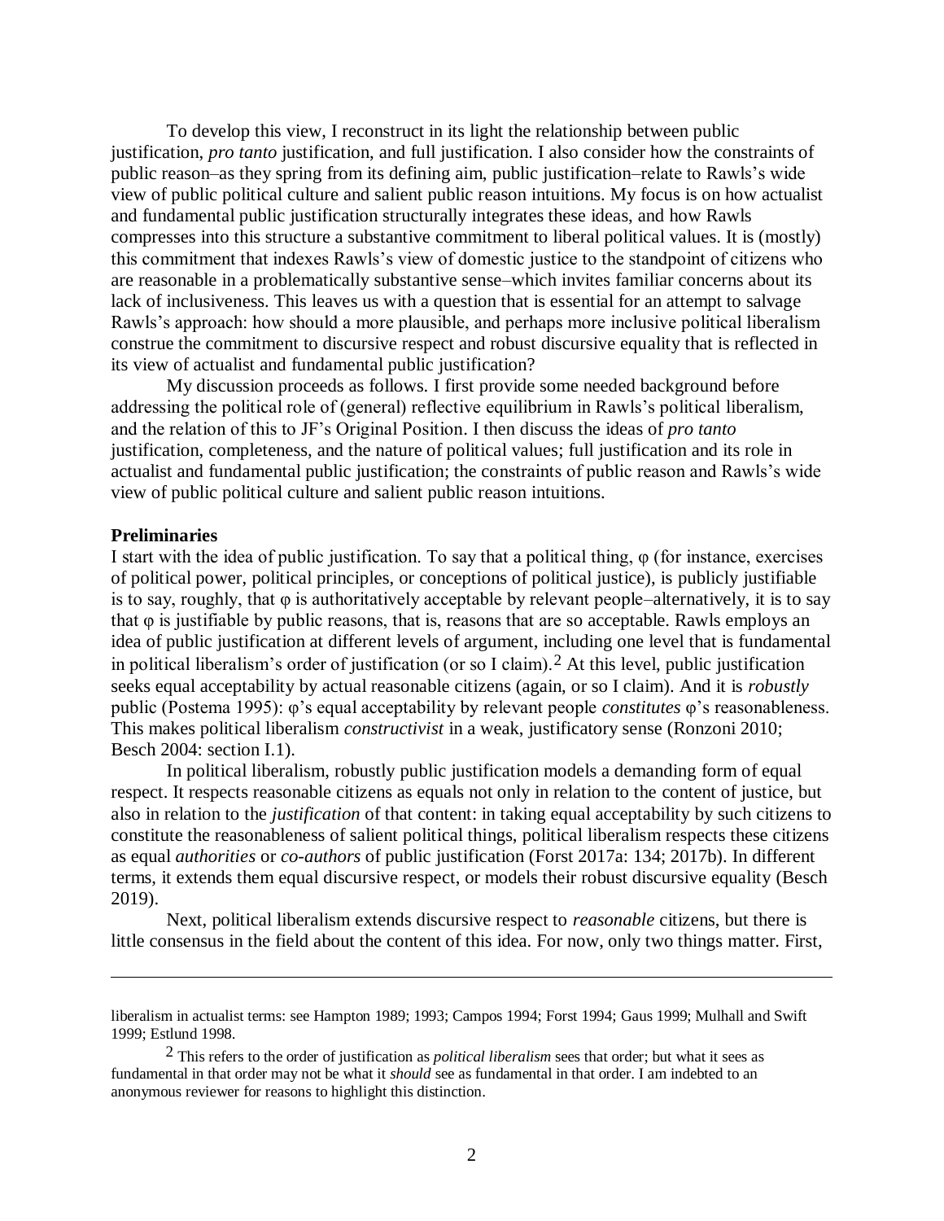To develop this view, I reconstruct in its light the relationship between public justification, *pro tanto* justification, and full justification. I also consider how the constraints of public reason–as they spring from its defining aim, public justification–relate to Rawls's wide view of public political culture and salient public reason intuitions. My focus is on how actualist and fundamental public justification structurally integrates these ideas, and how Rawls compresses into this structure a substantive commitment to liberal political values. It is (mostly) this commitment that indexes Rawls's view of domestic justice to the standpoint of citizens who are reasonable in a problematically substantive sense–which invites familiar concerns about its lack of inclusiveness. This leaves us with a question that is essential for an attempt to salvage Rawls's approach: how should a more plausible, and perhaps more inclusive political liberalism construe the commitment to discursive respect and robust discursive equality that is reflected in its view of actualist and fundamental public justification?

My discussion proceeds as follows. I first provide some needed background before addressing the political role of (general) reflective equilibrium in Rawls's political liberalism, and the relation of this to JF's Original Position. I then discuss the ideas of *pro tanto* justification, completeness, and the nature of political values; full justification and its role in actualist and fundamental public justification; the constraints of public reason and Rawls's wide view of public political culture and salient public reason intuitions.

**Preliminaries**

I start with the idea of public justification. To say that a political thing, φ (for instance, exercises of political power, political principles, or conceptions of political justice), is publicly justifiable is to say, roughly, that φ is authoritatively acceptable by relevant people–alternatively, it is to say that φ is justifiable by public reasons, that is, reasons that are so acceptable. Rawls employs an idea of public justification at different levels of argument, including one level that is fundamental in political liberalism's order of justification (or so I claim).[2] At this level, public justification seeks equal acceptability by actual reasonable citizens (again, or so I claim). And it is *robustly* public (Postema 1995): φ's equal acceptability by relevant people *constitutes* φ's reasonableness. This makes political liberalism *constructivist* in a weak, justificatory sense (Ronzoni 2010; Besch 2004: section I.1).

In political liberalism, robustly public justification models a demanding form of equal respect. It respects reasonable citizens as equals not only in relation to the content of justice, but also in relation to the *justification* of that content: in taking equal acceptability by such citizens to constitute the reasonableness of salient political things, political liberalism respects these citizens as equal *authorities* or *co-authors* of public justification (Forst 2017a: 134; 2017b). In different terms, it extends them equal discursive respect, or models their robust discursive equality (Besch 2019).

Next, political liberalism extends discursive respect to *reasonable* citizens, but there is little consensus in the field about the content of this idea. For now, only two things matter. First,

---

liberalism in actualist terms: see Hampton 1989; 1993; Campos 1994; Forst 1994; Gaus 1999; Mulhall and Swift 1999; Estlund 1998.

[2] This refers to the order of justification as *political liberalism* sees that order; but what it sees as fundamental in that order may not be what it *should* see as fundamental in that order. I am indebted to an anonymous reviewer for reasons to highlight this distinction.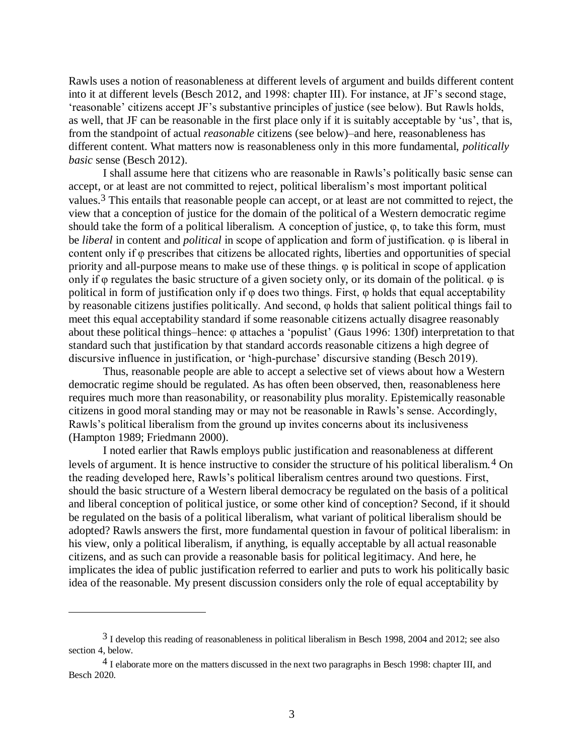Rawls uses a notion of reasonableness at different levels of argument and builds different content into it at different levels (Besch 2012, and 1998: chapter III). For instance, at JF's second stage, 'reasonable' citizens accept JF's substantive principles of justice (see below). But Rawls holds, as well, that JF can be reasonable in the first place only if it is suitably acceptable by 'us', that is, from the standpoint of actual *reasonable* citizens (see below)–and here, reasonableness has different content. What matters now is reasonableness only in this more fundamental, *politically basic* sense (Besch 2012).

I shall assume here that citizens who are reasonable in Rawls's politically basic sense can accept, or at least are not committed to reject, political liberalism's most important political values.[3] This entails that reasonable people can accept, or at least are not committed to reject, the view that a conception of justice for the domain of the political of a Western democratic regime should take the form of a political liberalism. A conception of justice, φ, to take this form, must be *liberal* in content and *political* in scope of application and form of justification. φ is liberal in content only if φ prescribes that citizens be allocated rights, liberties and opportunities of special priority and all-purpose means to make use of these things. φ is political in scope of application only if φ regulates the basic structure of a given society only, or its domain of the political. φ is political in form of justification only if φ does two things. First, φ holds that equal acceptability by reasonable citizens justifies politically. And second, φ holds that salient political things fail to meet this equal acceptability standard if some reasonable citizens actually disagree reasonably about these political things–hence: φ attaches a 'populist' (Gaus 1996: 130f) interpretation to that standard such that justification by that standard accords reasonable citizens a high degree of discursive influence in justification, or 'high-purchase' discursive standing (Besch 2019).

Thus, reasonable people are able to accept a selective set of views about how a Western democratic regime should be regulated. As has often been observed, then, reasonableness here requires much more than reasonability, or reasonability plus morality. Epistemically reasonable citizens in good moral standing may or may not be reasonable in Rawls's sense. Accordingly, Rawls's political liberalism from the ground up invites concerns about its inclusiveness (Hampton 1989; Friedmann 2000).

I noted earlier that Rawls employs public justification and reasonableness at different levels of argument. It is hence instructive to consider the structure of his political liberalism.[4] On the reading developed here, Rawls's political liberalism centres around two questions. First, should the basic structure of a Western liberal democracy be regulated on the basis of a political and liberal conception of political justice, or some other kind of conception? Second, if it should be regulated on the basis of a political liberalism, what variant of political liberalism should be adopted? Rawls answers the first, more fundamental question in favour of political liberalism: in his view, only a political liberalism, if anything, is equally acceptable by all actual reasonable citizens, and as such can provide a reasonable basis for political legitimacy. And here, he implicates the idea of public justification referred to earlier and puts to work his politically basic idea of the reasonable. My present discussion considers only the role of equal acceptability by

---

[3] I develop this reading of reasonableness in political liberalism in Besch 1998, 2004 and 2012; see also section 4, below.

[4] I elaborate more on the matters discussed in the next two paragraphs in Besch 1998: chapter III, and Besch 2020.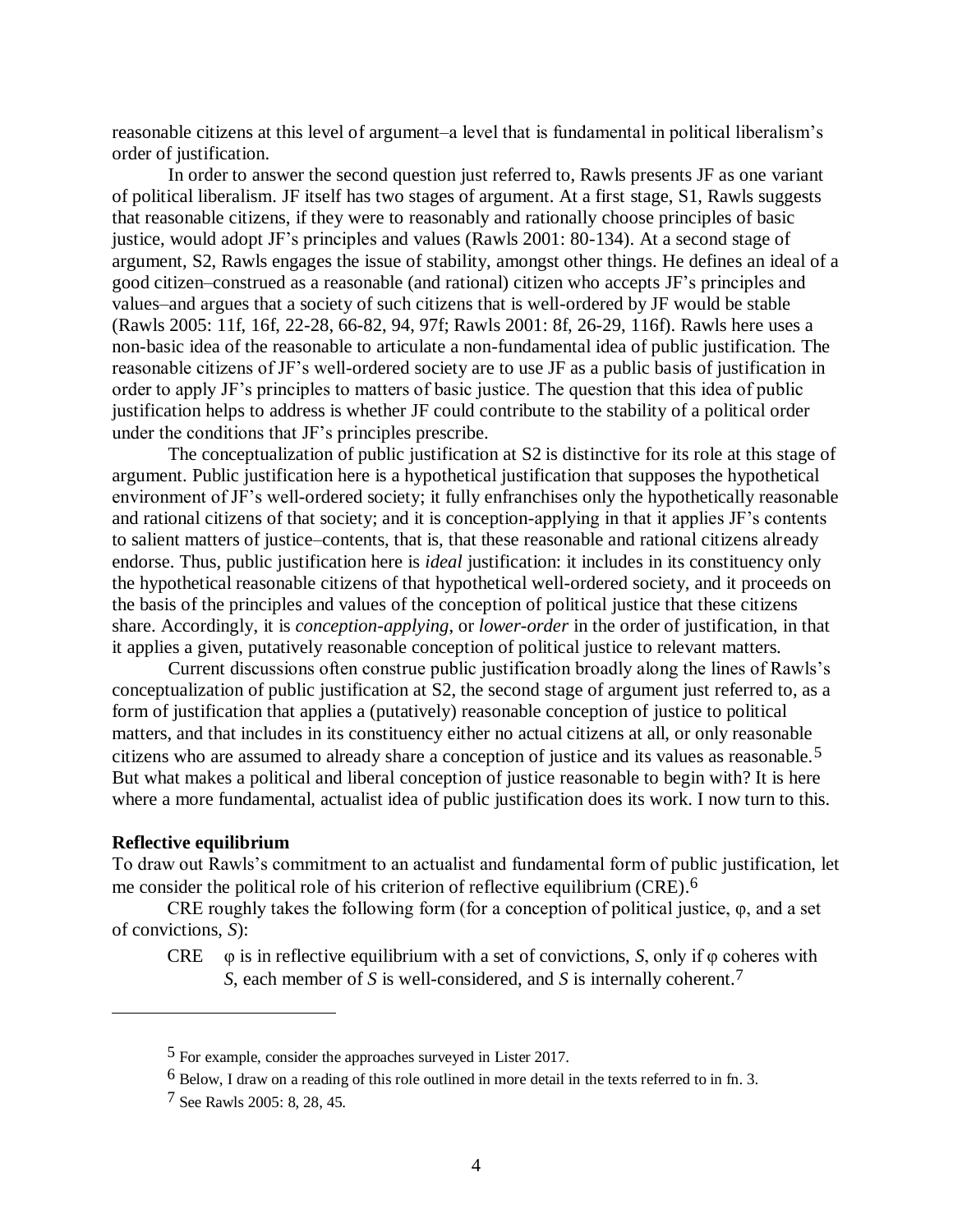reasonable citizens at this level of argument–a level that is fundamental in political liberalism's order of justification.

In order to answer the second question just referred to, Rawls presents JF as one variant of political liberalism. JF itself has two stages of argument. At a first stage, S1, Rawls suggests that reasonable citizens, if they were to reasonably and rationally choose principles of basic justice, would adopt JF's principles and values (Rawls 2001: 80-134). At a second stage of argument, S2, Rawls engages the issue of stability, amongst other things. He defines an ideal of a good citizen–construed as a reasonable (and rational) citizen who accepts JF's principles and values–and argues that a society of such citizens that is well-ordered by JF would be stable (Rawls 2005: 11f, 16f, 22-28, 66-82, 94, 97f; Rawls 2001: 8f, 26-29, 116f). Rawls here uses a non-basic idea of the reasonable to articulate a non-fundamental idea of public justification. The reasonable citizens of JF's well-ordered society are to use JF as a public basis of justification in order to apply JF's principles to matters of basic justice. The question that this idea of public justification helps to address is whether JF could contribute to the stability of a political order under the conditions that JF's principles prescribe.

The conceptualization of public justification at S2 is distinctive for its role at this stage of argument. Public justification here is a hypothetical justification that supposes the hypothetical environment of JF's well-ordered society; it fully enfranchises only the hypothetically reasonable and rational citizens of that society; and it is conception-applying in that it applies JF's contents to salient matters of justice–contents, that is, that these reasonable and rational citizens already endorse. Thus, public justification here is *ideal* justification: it includes in its constituency only the hypothetical reasonable citizens of that hypothetical well-ordered society, and it proceeds on the basis of the principles and values of the conception of political justice that these citizens share. Accordingly, it is *conception-applying*, or *lower-order* in the order of justification, in that it applies a given, putatively reasonable conception of political justice to relevant matters.

Current discussions often construe public justification broadly along the lines of Rawls's conceptualization of public justification at S2, the second stage of argument just referred to, as a form of justification that applies a (putatively) reasonable conception of justice to political matters, and that includes in its constituency either no actual citizens at all, or only reasonable citizens who are assumed to already share a conception of justice and its values as reasonable.[5] But what makes a political and liberal conception of justice reasonable to begin with? It is here where a more fundamental, actualist idea of public justification does its work. I now turn to this.

**Reflective equilibrium**

To draw out Rawls's commitment to an actualist and fundamental form of public justification, let me consider the political role of his criterion of reflective equilibrium (CRE).[6]

CRE roughly takes the following form (for a conception of political justice, φ, and a set of convictions, *S*):

> CRE φ is in reflective equilibrium with a set of convictions, *S*, only if φ coheres with *S*, each member of *S* is well-considered, and *S* is internally coherent.[7]

---

[5] For example, consider the approaches surveyed in Lister 2017.

[6] Below, I draw on a reading of this role outlined in more detail in the texts referred to in fn. 3.

[7] See Rawls 2005: 8, 28, 45.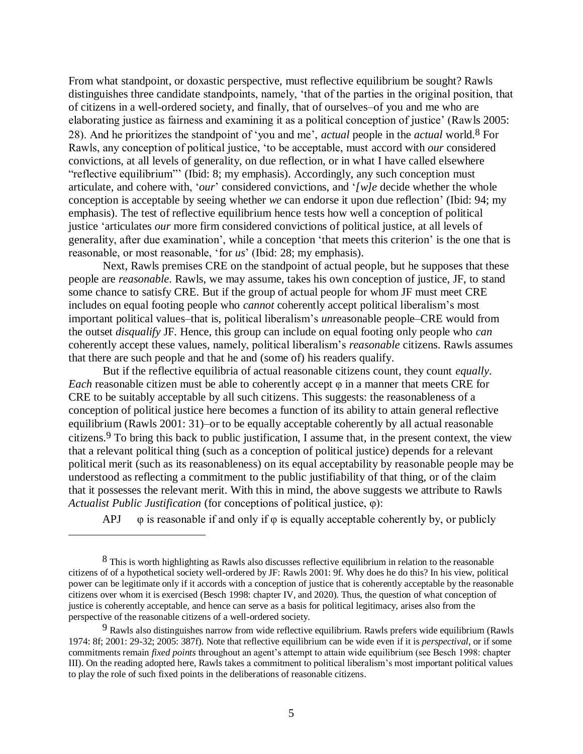From what standpoint, or doxastic perspective, must reflective equilibrium be sought? Rawls distinguishes three candidate standpoints, namely, 'that of the parties in the original position, that of citizens in a well-ordered society, and finally, that of ourselves–of you and me who are elaborating justice as fairness and examining it as a political conception of justice' (Rawls 2005: 28). And he prioritizes the standpoint of 'you and me', *actual* people in the *actual* world.[8] For Rawls, any conception of political justice, 'to be acceptable, must accord with *our* considered convictions, at all levels of generality, on due reflection, or in what I have called elsewhere "reflective equilibrium"' (Ibid: 8; my emphasis). Accordingly, any such conception must articulate, and cohere with, '*our*' considered convictions, and '*[w]e* decide whether the whole conception is acceptable by seeing whether *we* can endorse it upon due reflection' (Ibid: 94; my emphasis). The test of reflective equilibrium hence tests how well a conception of political justice 'articulates *our* more firm considered convictions of political justice, at all levels of generality, after due examination', while a conception 'that meets this criterion' is the one that is reasonable, or most reasonable, 'for *us*' (Ibid: 28; my emphasis).

Next, Rawls premises CRE on the standpoint of actual people, but he supposes that these people are *reasonable*. Rawls, we may assume, takes his own conception of justice, JF, to stand some chance to satisfy CRE. But if the group of actual people for whom JF must meet CRE includes on equal footing people who *cannot* coherently accept political liberalism's most important political values–that is, political liberalism's *un*reasonable people–CRE would from the outset *disqualify* JF. Hence, this group can include on equal footing only people who *can* coherently accept these values, namely, political liberalism's *reasonable* citizens. Rawls assumes that there are such people and that he and (some of) his readers qualify.

But if the reflective equilibria of actual reasonable citizens count, they count *equally*. *Each* reasonable citizen must be able to coherently accept φ in a manner that meets CRE for CRE to be suitably acceptable by all such citizens. This suggests: the reasonableness of a conception of political justice here becomes a function of its ability to attain general reflective equilibrium (Rawls 2001: 31)–or to be equally acceptable coherently by all actual reasonable citizens.[9] To bring this back to public justification, I assume that, in the present context, the view that a relevant political thing (such as a conception of political justice) depends for a relevant political merit (such as its reasonableness) on its equal acceptability by reasonable people may be understood as reflecting a commitment to the public justifiability of that thing, or of the claim that it possesses the relevant merit. With this in mind, the above suggests we attribute to Rawls *Actualist Public Justification* (for conceptions of political justice, φ):

APJ  φ is reasonable if and only if φ is equally acceptable coherently by, or publicly

---

[8] This is worth highlighting as Rawls also discusses reflective equilibrium in relation to the reasonable citizens of of a hypothetical society well-ordered by JF: Rawls 2001: 9f. Why does he do this? In his view, political power can be legitimate only if it accords with a conception of justice that is coherently acceptable by the reasonable citizens over whom it is exercised (Besch 1998: chapter IV, and 2020). Thus, the question of what conception of justice is coherently acceptable, and hence can serve as a basis for political legitimacy, arises also from the perspective of the reasonable citizens of a well-ordered society.

[9] Rawls also distinguishes narrow from wide reflective equilibrium. Rawls prefers wide equilibrium (Rawls 1974: 8f; 2001: 29-32; 2005: 387f). Note that reflective equilibrium can be wide even if it is *perspectival*, or if some commitments remain *fixed points* throughout an agent's attempt to attain wide equilibrium (see Besch 1998: chapter III). On the reading adopted here, Rawls takes a commitment to political liberalism's most important political values to play the role of such fixed points in the deliberations of reasonable citizens.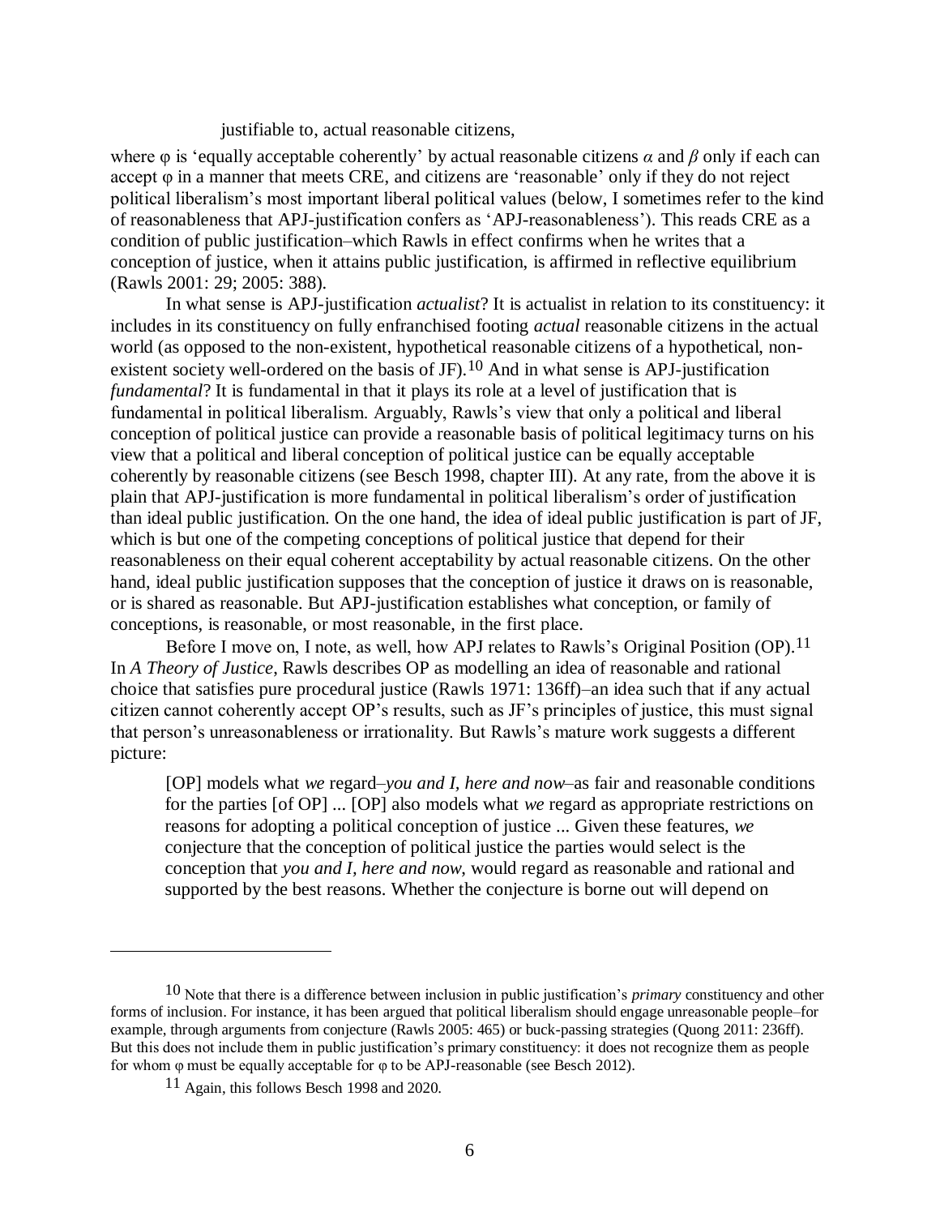justifiable to, actual reasonable citizens,

where φ is 'equally acceptable coherently' by actual reasonable citizens *α* and *β* only if each can accept φ in a manner that meets CRE, and citizens are 'reasonable' only if they do not reject political liberalism's most important liberal political values (below, I sometimes refer to the kind of reasonableness that APJ-justification confers as 'APJ-reasonableness'). This reads CRE as a condition of public justification–which Rawls in effect confirms when he writes that a conception of justice, when it attains public justification, is affirmed in reflective equilibrium (Rawls 2001: 29; 2005: 388).

In what sense is APJ-justification *actualist*? It is actualist in relation to its constituency: it includes in its constituency on fully enfranchised footing *actual* reasonable citizens in the actual world (as opposed to the non-existent, hypothetical reasonable citizens of a hypothetical, non-existent society well-ordered on the basis of JF).[10] And in what sense is APJ-justification *fundamental*? It is fundamental in that it plays its role at a level of justification that is fundamental in political liberalism. Arguably, Rawls's view that only a political and liberal conception of political justice can provide a reasonable basis of political legitimacy turns on his view that a political and liberal conception of political justice can be equally acceptable coherently by reasonable citizens (see Besch 1998, chapter III). At any rate, from the above it is plain that APJ-justification is more fundamental in political liberalism's order of justification than ideal public justification. On the one hand, the idea of ideal public justification is part of JF, which is but one of the competing conceptions of political justice that depend for their reasonableness on their equal coherent acceptability by actual reasonable citizens. On the other hand, ideal public justification supposes that the conception of justice it draws on is reasonable, or is shared as reasonable. But APJ-justification establishes what conception, or family of conceptions, is reasonable, or most reasonable, in the first place.

Before I move on, I note, as well, how APJ relates to Rawls's Original Position (OP).[11] In *A Theory of Justice*, Rawls describes OP as modelling an idea of reasonable and rational choice that satisfies pure procedural justice (Rawls 1971: 136ff)–an idea such that if any actual citizen cannot coherently accept OP's results, such as JF's principles of justice, this must signal that person's unreasonableness or irrationality. But Rawls's mature work suggests a different picture:

> [OP] models what *we* regard–*you and I, here and now*–as fair and reasonable conditions for the parties [of OP] ... [OP] also models what *we* regard as appropriate restrictions on reasons for adopting a political conception of justice ... Given these features, *we* conjecture that the conception of political justice the parties would select is the conception that *you and I, here and now*, would regard as reasonable and rational and supported by the best reasons. Whether the conjecture is borne out will depend on

---

[10] Note that there is a difference between inclusion in public justification's *primary* constituency and other forms of inclusion. For instance, it has been argued that political liberalism should engage unreasonable people–for example, through arguments from conjecture (Rawls 2005: 465) or buck-passing strategies (Quong 2011: 236ff). But this does not include them in public justification's primary constituency: it does not recognize them as people for whom φ must be equally acceptable for φ to be APJ-reasonable (see Besch 2012).

[11] Again, this follows Besch 1998 and 2020.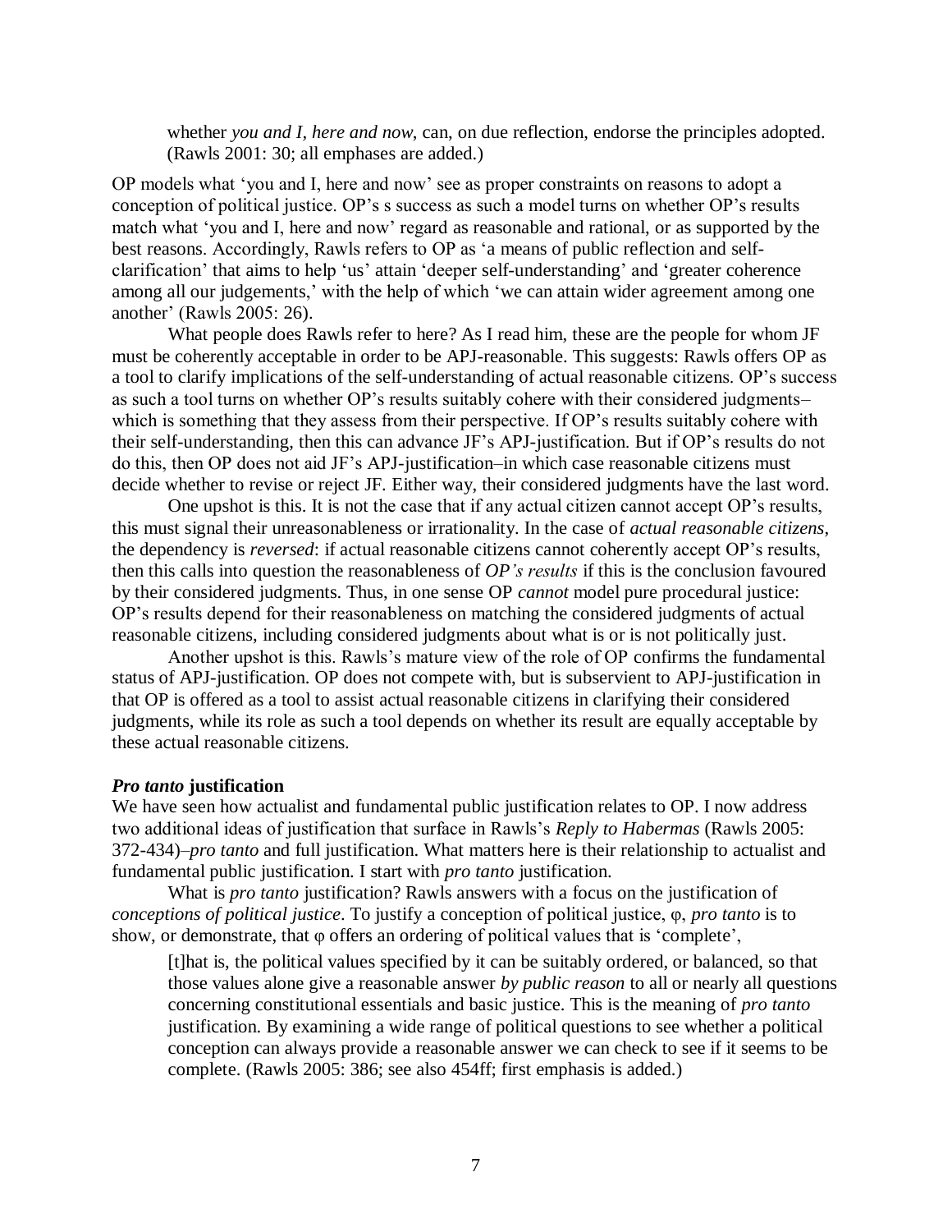> whether *you and I, here and now*, can, on due reflection, endorse the principles adopted. (Rawls 2001: 30; all emphases are added.)

OP models what 'you and I, here and now' see as proper constraints on reasons to adopt a conception of political justice. OP's s success as such a model turns on whether OP's results match what 'you and I, here and now' regard as reasonable and rational, or as supported by the best reasons. Accordingly, Rawls refers to OP as 'a means of public reflection and self-clarification' that aims to help 'us' attain 'deeper self-understanding' and 'greater coherence among all our judgements,' with the help of which 'we can attain wider agreement among one another' (Rawls 2005: 26).

What people does Rawls refer to here? As I read him, these are the people for whom JF must be coherently acceptable in order to be APJ-reasonable. This suggests: Rawls offers OP as a tool to clarify implications of the self-understanding of actual reasonable citizens. OP's success as such a tool turns on whether OP's results suitably cohere with their considered judgments–which is something that they assess from their perspective. If OP's results suitably cohere with their self-understanding, then this can advance JF's APJ-justification. But if OP's results do not do this, then OP does not aid JF's APJ-justification–in which case reasonable citizens must decide whether to revise or reject JF. Either way, their considered judgments have the last word.

One upshot is this. It is not the case that if any actual citizen cannot accept OP's results, this must signal their unreasonableness or irrationality. In the case of *actual reasonable citizens*, the dependency is *reversed*: if actual reasonable citizens cannot coherently accept OP's results, then this calls into question the reasonableness of *OP's results* if this is the conclusion favoured by their considered judgments. Thus, in one sense OP *cannot* model pure procedural justice: OP's results depend for their reasonableness on matching the considered judgments of actual reasonable citizens, including considered judgments about what is or is not politically just.

Another upshot is this. Rawls's mature view of the role of OP confirms the fundamental status of APJ-justification. OP does not compete with, but is subservient to APJ-justification in that OP is offered as a tool to assist actual reasonable citizens in clarifying their considered judgments, while its role as such a tool depends on whether its result are equally acceptable by these actual reasonable citizens.

### ***Pro tanto* justification**

We have seen how actualist and fundamental public justification relates to OP. I now address two additional ideas of justification that surface in Rawls's *Reply to Habermas* (Rawls 2005: 372-434)–*pro tanto* and full justification. What matters here is their relationship to actualist and fundamental public justification. I start with *pro tanto* justification.

What is *pro tanto* justification? Rawls answers with a focus on the justification of *conceptions of political justice*. To justify a conception of political justice, φ, *pro tanto* is to show, or demonstrate, that φ offers an ordering of political values that is 'complete',

> [t]hat is, the political values specified by it can be suitably ordered, or balanced, so that those values alone give a reasonable answer *by public reason* to all or nearly all questions concerning constitutional essentials and basic justice. This is the meaning of *pro tanto* justification. By examining a wide range of political questions to see whether a political conception can always provide a reasonable answer we can check to see if it seems to be complete. (Rawls 2005: 386; see also 454ff; first emphasis is added.)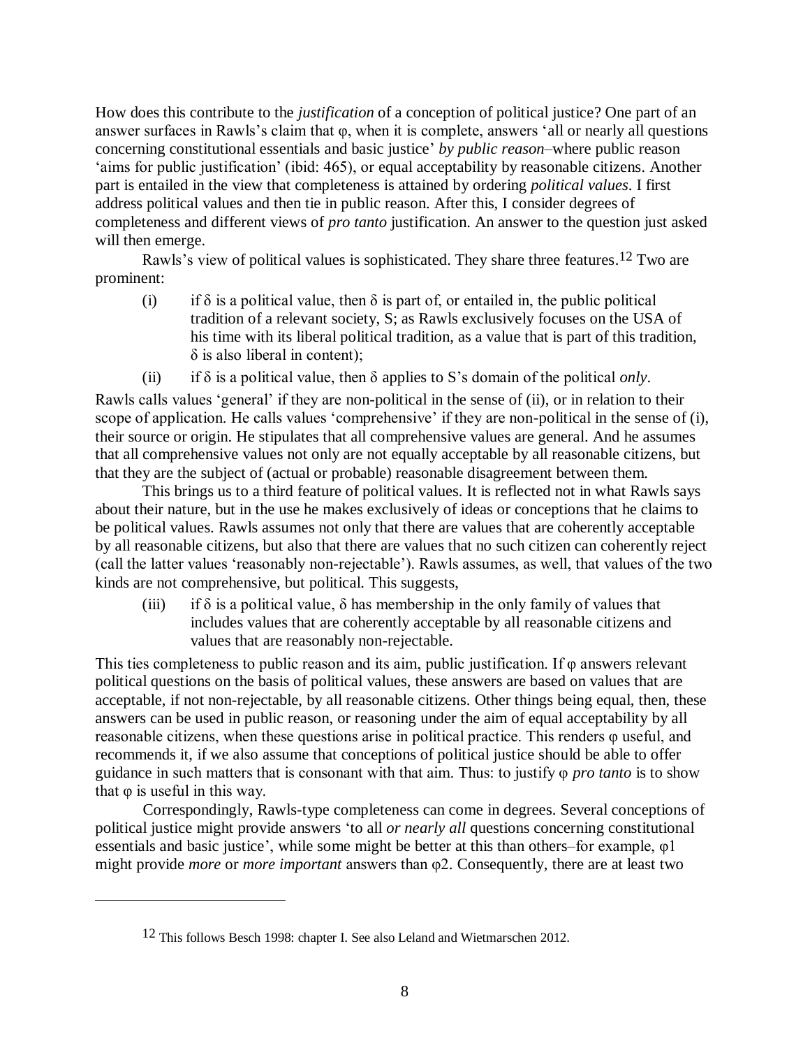How does this contribute to the *justification* of a conception of political justice? One part of an answer surfaces in Rawls's claim that φ, when it is complete, answers 'all or nearly all questions concerning constitutional essentials and basic justice' *by public reason*–where public reason 'aims for public justification' (ibid: 465), or equal acceptability by reasonable citizens. Another part is entailed in the view that completeness is attained by ordering *political values*. I first address political values and then tie in public reason. After this, I consider degrees of completeness and different views of *pro tanto* justification. An answer to the question just asked will then emerge.

Rawls's view of political values is sophisticated. They share three features.[12] Two are prominent:

(i) if δ is a political value, then δ is part of, or entailed in, the public political tradition of a relevant society, S; as Rawls exclusively focuses on the USA of his time with its liberal political tradition, as a value that is part of this tradition, δ is also liberal in content);

(ii) if δ is a political value, then δ applies to S's domain of the political *only*.

Rawls calls values 'general' if they are non-political in the sense of (ii), or in relation to their scope of application. He calls values 'comprehensive' if they are non-political in the sense of (i), their source or origin. He stipulates that all comprehensive values are general. And he assumes that all comprehensive values not only are not equally acceptable by all reasonable citizens, but that they are the subject of (actual or probable) reasonable disagreement between them.

This brings us to a third feature of political values. It is reflected not in what Rawls says about their nature, but in the use he makes exclusively of ideas or conceptions that he claims to be political values. Rawls assumes not only that there are values that are coherently acceptable by all reasonable citizens, but also that there are values that no such citizen can coherently reject (call the latter values 'reasonably non-rejectable'). Rawls assumes, as well, that values of the two kinds are not comprehensive, but political. This suggests,

(iii) if δ is a political value, δ has membership in the only family of values that includes values that are coherently acceptable by all reasonable citizens and values that are reasonably non-rejectable.

This ties completeness to public reason and its aim, public justification. If φ answers relevant political questions on the basis of political values, these answers are based on values that are acceptable, if not non-rejectable, by all reasonable citizens. Other things being equal, then, these answers can be used in public reason, or reasoning under the aim of equal acceptability by all reasonable citizens, when these questions arise in political practice. This renders φ useful, and recommends it, if we also assume that conceptions of political justice should be able to offer guidance in such matters that is consonant with that aim. Thus: to justify φ *pro tanto* is to show that φ is useful in this way.

Correspondingly, Rawls-type completeness can come in degrees. Several conceptions of political justice might provide answers 'to all *or nearly all* questions concerning constitutional essentials and basic justice', while some might be better at this than others–for example, φ1 might provide *more* or *more important* answers than φ2. Consequently, there are at least two

[12] This follows Besch 1998: chapter I. See also Leland and Wietmarschen 2012.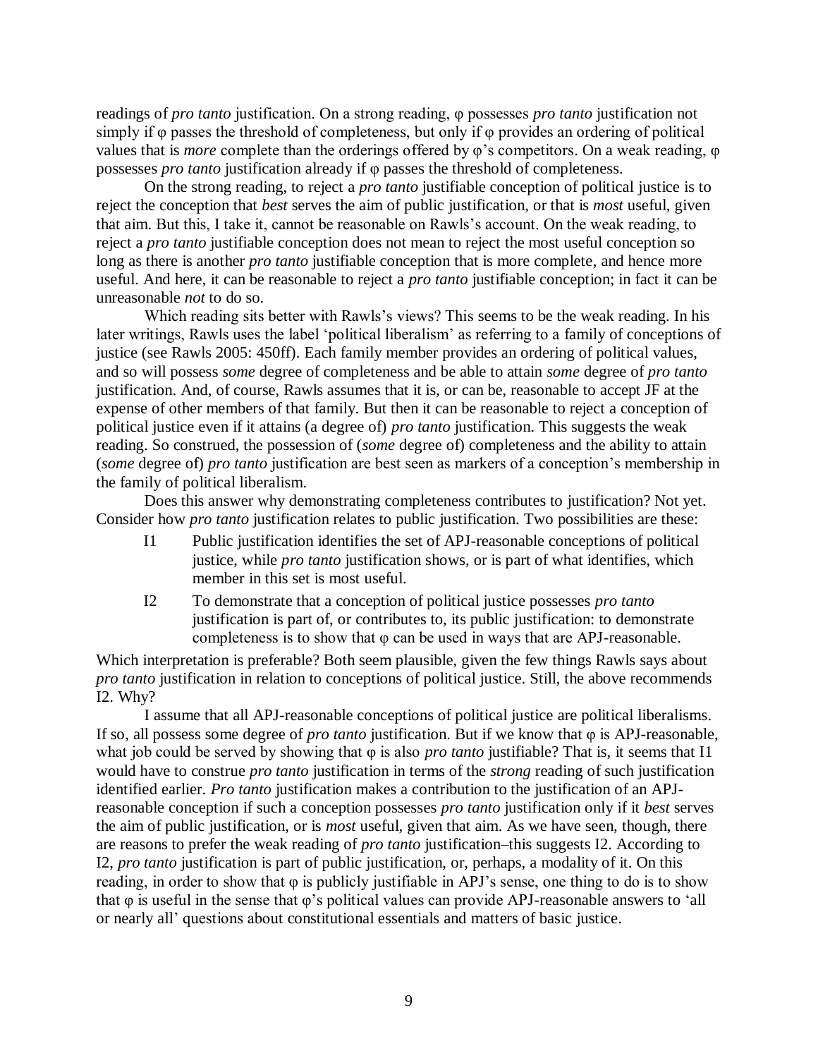readings of *pro tanto* justification. On a strong reading, φ possesses *pro tanto* justification not simply if φ passes the threshold of completeness, but only if φ provides an ordering of political values that is *more* complete than the orderings offered by φ's competitors. On a weak reading, φ possesses *pro tanto* justification already if φ passes the threshold of completeness.

On the strong reading, to reject a *pro tanto* justifiable conception of political justice is to reject the conception that *best* serves the aim of public justification, or that is *most* useful, given that aim. But this, I take it, cannot be reasonable on Rawls's account. On the weak reading, to reject a *pro tanto* justifiable conception does not mean to reject the most useful conception so long as there is another *pro tanto* justifiable conception that is more complete, and hence more useful. And here, it can be reasonable to reject a *pro tanto* justifiable conception; in fact it can be unreasonable *not* to do so.

Which reading sits better with Rawls's views? This seems to be the weak reading. In his later writings, Rawls uses the label 'political liberalism' as referring to a family of conceptions of justice (see Rawls 2005: 450ff). Each family member provides an ordering of political values, and so will possess *some* degree of completeness and be able to attain *some* degree of *pro tanto* justification. And, of course, Rawls assumes that it is, or can be, reasonable to accept JF at the expense of other members of that family. But then it can be reasonable to reject a conception of political justice even if it attains (a degree of) *pro tanto* justification. This suggests the weak reading. So construed, the possession of (*some* degree of) completeness and the ability to attain (*some* degree of) *pro tanto* justification are best seen as markers of a conception's membership in the family of political liberalism.

Does this answer why demonstrating completeness contributes to justification? Not yet. Consider how *pro tanto* justification relates to public justification. Two possibilities are these:

- I1 Public justification identifies the set of APJ-reasonable conceptions of political justice, while *pro tanto* justification shows, or is part of what identifies, which member in this set is most useful.
- I2 To demonstrate that a conception of political justice possesses *pro tanto* justification is part of, or contributes to, its public justification: to demonstrate completeness is to show that φ can be used in ways that are APJ-reasonable.

Which interpretation is preferable? Both seem plausible, given the few things Rawls says about *pro tanto* justification in relation to conceptions of political justice. Still, the above recommends I2. Why?

I assume that all APJ-reasonable conceptions of political justice are political liberalisms. If so, all possess some degree of *pro tanto* justification. But if we know that φ is APJ-reasonable, what job could be served by showing that φ is also *pro tanto* justifiable? That is, it seems that I1 would have to construe *pro tanto* justification in terms of the *strong* reading of such justification identified earlier. *Pro tanto* justification makes a contribution to the justification of an APJ-reasonable conception if such a conception possesses *pro tanto* justification only if it *best* serves the aim of public justification, or is *most* useful, given that aim. As we have seen, though, there are reasons to prefer the weak reading of *pro tanto* justification–this suggests I2. According to I2, *pro tanto* justification is part of public justification, or, perhaps, a modality of it. On this reading, in order to show that φ is publicly justifiable in APJ's sense, one thing to do is to show that φ is useful in the sense that φ's political values can provide APJ-reasonable answers to 'all or nearly all' questions about constitutional essentials and matters of basic justice.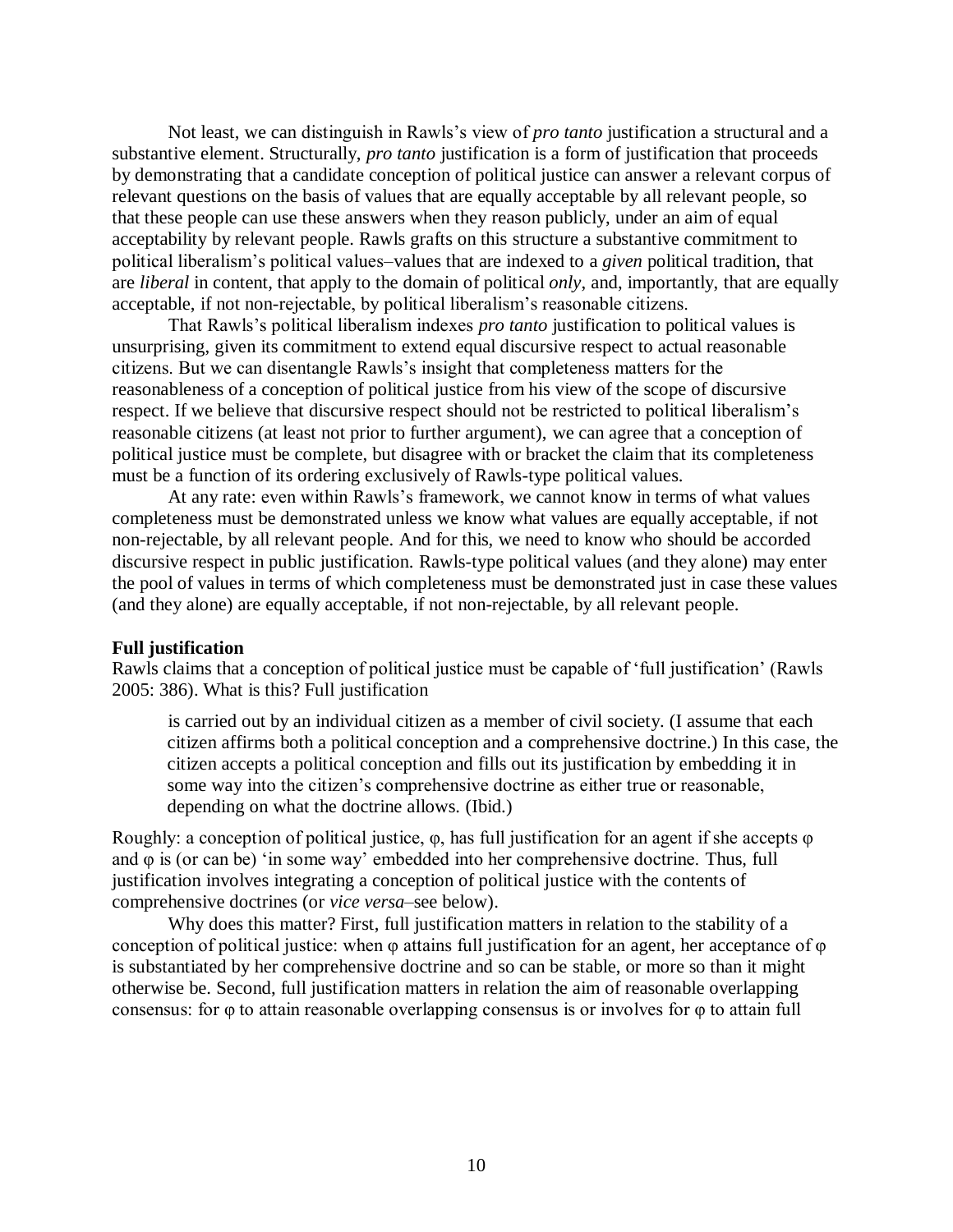Not least, we can distinguish in Rawls's view of *pro tanto* justification a structural and a substantive element. Structurally, *pro tanto* justification is a form of justification that proceeds by demonstrating that a candidate conception of political justice can answer a relevant corpus of relevant questions on the basis of values that are equally acceptable by all relevant people, so that these people can use these answers when they reason publicly, under an aim of equal acceptability by relevant people. Rawls grafts on this structure a substantive commitment to political liberalism's political values–values that are indexed to a *given* political tradition, that are *liberal* in content, that apply to the domain of political *only*, and, importantly, that are equally acceptable, if not non-rejectable, by political liberalism's reasonable citizens.

That Rawls's political liberalism indexes *pro tanto* justification to political values is unsurprising, given its commitment to extend equal discursive respect to actual reasonable citizens. But we can disentangle Rawls's insight that completeness matters for the reasonableness of a conception of political justice from his view of the scope of discursive respect. If we believe that discursive respect should not be restricted to political liberalism's reasonable citizens (at least not prior to further argument), we can agree that a conception of political justice must be complete, but disagree with or bracket the claim that its completeness must be a function of its ordering exclusively of Rawls-type political values.

At any rate: even within Rawls's framework, we cannot know in terms of what values completeness must be demonstrated unless we know what values are equally acceptable, if not non-rejectable, by all relevant people. And for this, we need to know who should be accorded discursive respect in public justification. Rawls-type political values (and they alone) may enter the pool of values in terms of which completeness must be demonstrated just in case these values (and they alone) are equally acceptable, if not non-rejectable, by all relevant people.

**Full justification**

Rawls claims that a conception of political justice must be capable of 'full justification' (Rawls 2005: 386). What is this? Full justification

> is carried out by an individual citizen as a member of civil society. (I assume that each citizen affirms both a political conception and a comprehensive doctrine.) In this case, the citizen accepts a political conception and fills out its justification by embedding it in some way into the citizen's comprehensive doctrine as either true or reasonable, depending on what the doctrine allows. (Ibid.)

Roughly: a conception of political justice, $\varphi$, has full justification for an agent if she accepts $\varphi$ and $\varphi$ is (or can be) 'in some way' embedded into her comprehensive doctrine. Thus, full justification involves integrating a conception of political justice with the contents of comprehensive doctrines (or *vice versa*–see below).

Why does this matter? First, full justification matters in relation to the stability of a conception of political justice: when $\varphi$ attains full justification for an agent, her acceptance of $\varphi$ is substantiated by her comprehensive doctrine and so can be stable, or more so than it might otherwise be. Second, full justification matters in relation the aim of reasonable overlapping consensus: for $\varphi$ to attain reasonable overlapping consensus is or involves for $\varphi$ to attain full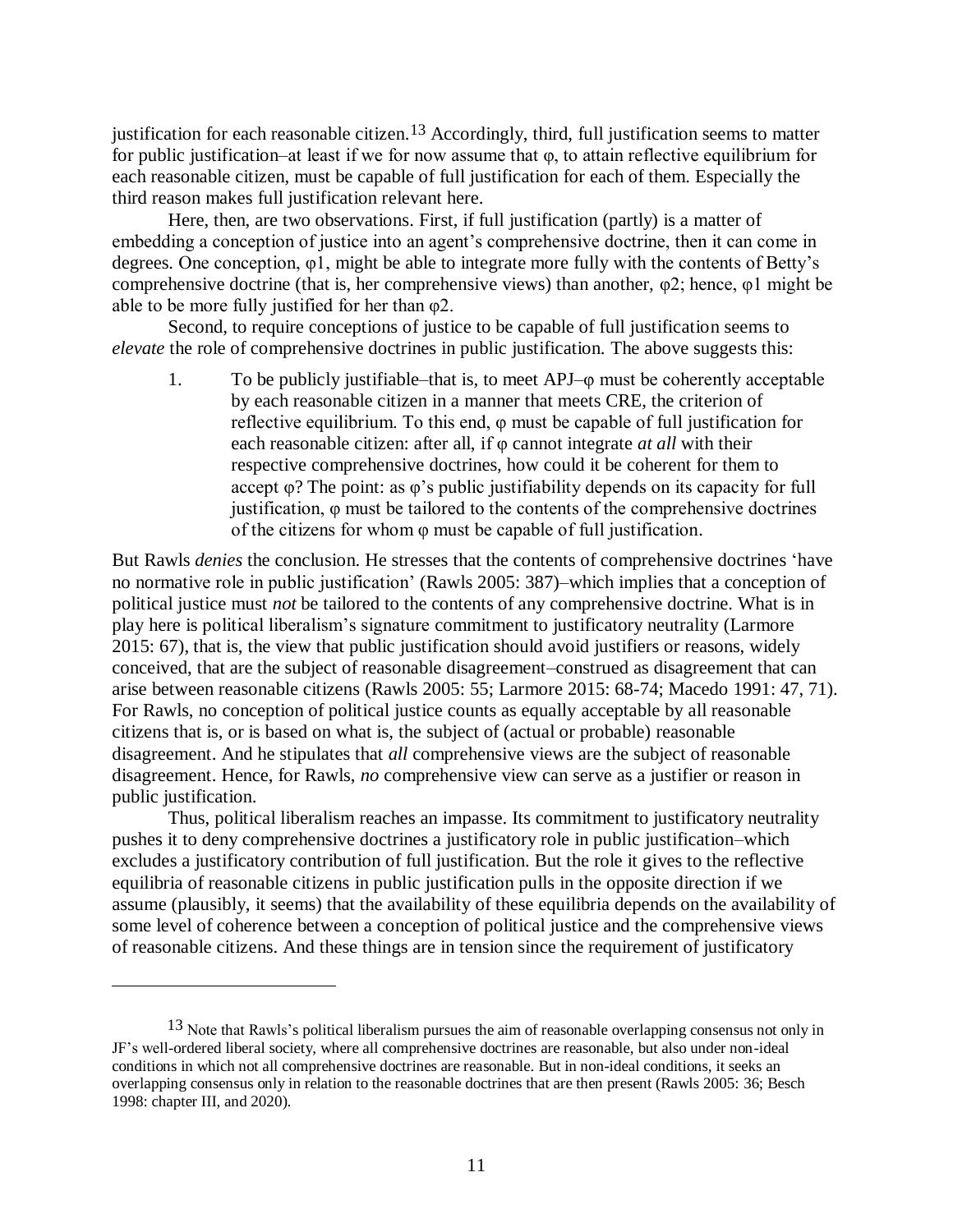justification for each reasonable citizen.[13] Accordingly, third, full justification seems to matter for public justification–at least if we for now assume that φ, to attain reflective equilibrium for each reasonable citizen, must be capable of full justification for each of them. Especially the third reason makes full justification relevant here.

Here, then, are two observations. First, if full justification (partly) is a matter of embedding a conception of justice into an agent's comprehensive doctrine, then it can come in degrees. One conception, φ1, might be able to integrate more fully with the contents of Betty's comprehensive doctrine (that is, her comprehensive views) than another, φ2; hence, φ1 might be able to be more fully justified for her than φ2.

Second, to require conceptions of justice to be capable of full justification seems to *elevate* the role of comprehensive doctrines in public justification. The above suggests this:

1. To be publicly justifiable–that is, to meet APJ–φ must be coherently acceptable by each reasonable citizen in a manner that meets CRE, the criterion of reflective equilibrium. To this end, φ must be capable of full justification for each reasonable citizen: after all, if φ cannot integrate *at all* with their respective comprehensive doctrines, how could it be coherent for them to accept φ? The point: as φ's public justifiability depends on its capacity for full justification, φ must be tailored to the contents of the comprehensive doctrines of the citizens for whom φ must be capable of full justification.

But Rawls *denies* the conclusion. He stresses that the contents of comprehensive doctrines 'have no normative role in public justification' (Rawls 2005: 387)–which implies that a conception of political justice must *not* be tailored to the contents of any comprehensive doctrine. What is in play here is political liberalism's signature commitment to justificatory neutrality (Larmore 2015: 67), that is, the view that public justification should avoid justifiers or reasons, widely conceived, that are the subject of reasonable disagreement–construed as disagreement that can arise between reasonable citizens (Rawls 2005: 55; Larmore 2015: 68-74; Macedo 1991: 47, 71). For Rawls, no conception of political justice counts as equally acceptable by all reasonable citizens that is, or is based on what is, the subject of (actual or probable) reasonable disagreement. And he stipulates that *all* comprehensive views are the subject of reasonable disagreement. Hence, for Rawls, *no* comprehensive view can serve as a justifier or reason in public justification.

Thus, political liberalism reaches an impasse. Its commitment to justificatory neutrality pushes it to deny comprehensive doctrines a justificatory role in public justification–which excludes a justificatory contribution of full justification. But the role it gives to the reflective equilibria of reasonable citizens in public justification pulls in the opposite direction if we assume (plausibly, it seems) that the availability of these equilibria depends on the availability of some level of coherence between a conception of political justice and the comprehensive views of reasonable citizens. And these things are in tension since the requirement of justificatory

---

[13] Note that Rawls's political liberalism pursues the aim of reasonable overlapping consensus not only in JF's well-ordered liberal society, where all comprehensive doctrines are reasonable, but also under non-ideal conditions in which not all comprehensive doctrines are reasonable. But in non-ideal conditions, it seeks an overlapping consensus only in relation to the reasonable doctrines that are then present (Rawls 2005: 36; Besch 1998: chapter III, and 2020).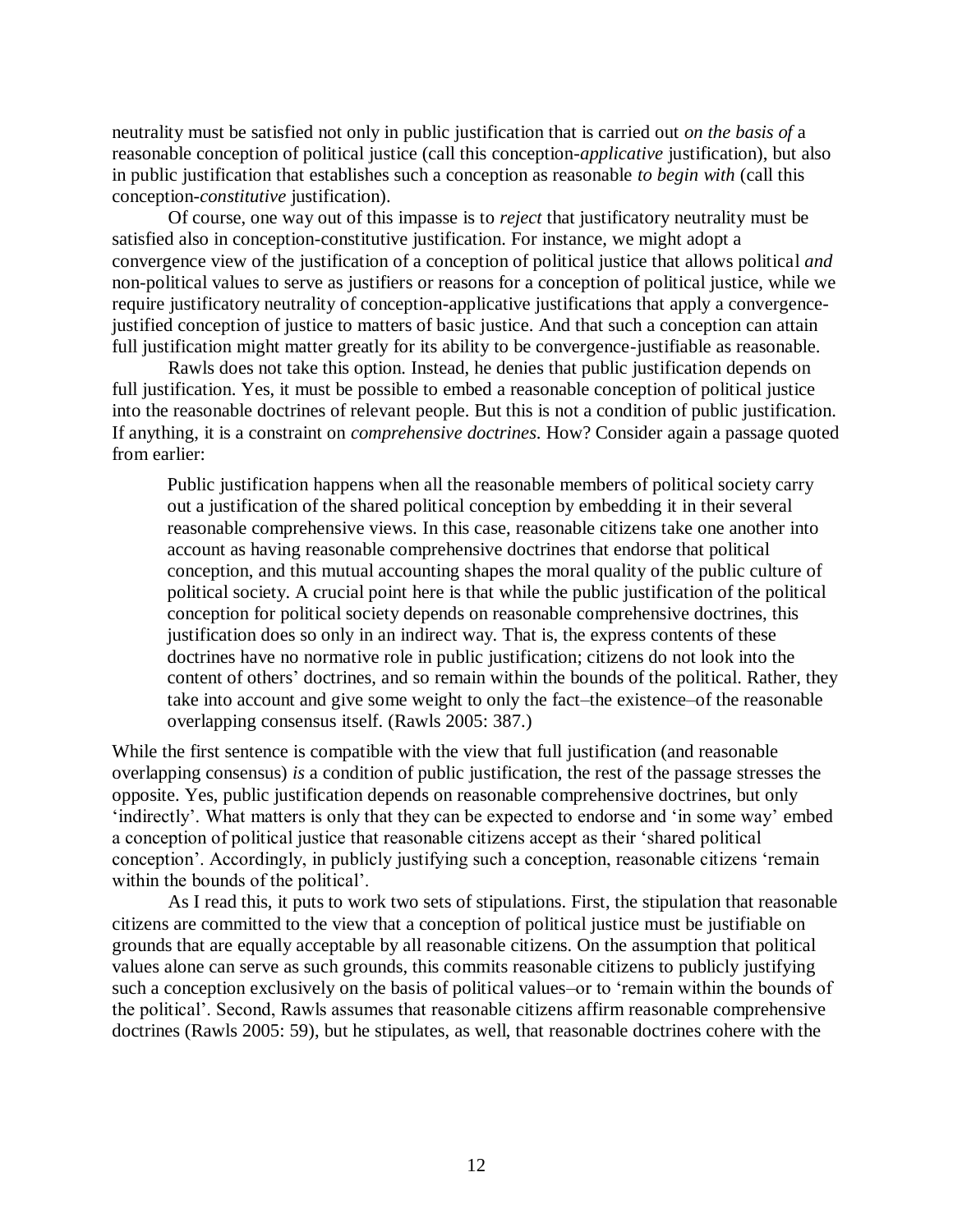neutrality must be satisfied not only in public justification that is carried out *on the basis of* a reasonable conception of political justice (call this conception-*applicative* justification), but also in public justification that establishes such a conception as reasonable *to begin with* (call this conception-*constitutive* justification).

Of course, one way out of this impasse is to *reject* that justificatory neutrality must be satisfied also in conception-constitutive justification. For instance, we might adopt a convergence view of the justification of a conception of political justice that allows political *and* non-political values to serve as justifiers or reasons for a conception of political justice, while we require justificatory neutrality of conception-applicative justifications that apply a convergence-justified conception of justice to matters of basic justice. And that such a conception can attain full justification might matter greatly for its ability to be convergence-justifiable as reasonable.

Rawls does not take this option. Instead, he denies that public justification depends on full justification. Yes, it must be possible to embed a reasonable conception of political justice into the reasonable doctrines of relevant people. But this is not a condition of public justification. If anything, it is a constraint on *comprehensive doctrines*. How? Consider again a passage quoted from earlier:

> Public justification happens when all the reasonable members of political society carry out a justification of the shared political conception by embedding it in their several reasonable comprehensive views. In this case, reasonable citizens take one another into account as having reasonable comprehensive doctrines that endorse that political conception, and this mutual accounting shapes the moral quality of the public culture of political society. A crucial point here is that while the public justification of the political conception for political society depends on reasonable comprehensive doctrines, this justification does so only in an indirect way. That is, the express contents of these doctrines have no normative role in public justification; citizens do not look into the content of others' doctrines, and so remain within the bounds of the political. Rather, they take into account and give some weight to only the fact–the existence–of the reasonable overlapping consensus itself. (Rawls 2005: 387.)

While the first sentence is compatible with the view that full justification (and reasonable overlapping consensus) *is* a condition of public justification, the rest of the passage stresses the opposite. Yes, public justification depends on reasonable comprehensive doctrines, but only 'indirectly'. What matters is only that they can be expected to endorse and 'in some way' embed a conception of political justice that reasonable citizens accept as their 'shared political conception'. Accordingly, in publicly justifying such a conception, reasonable citizens 'remain within the bounds of the political'.

As I read this, it puts to work two sets of stipulations. First, the stipulation that reasonable citizens are committed to the view that a conception of political justice must be justifiable on grounds that are equally acceptable by all reasonable citizens. On the assumption that political values alone can serve as such grounds, this commits reasonable citizens to publicly justifying such a conception exclusively on the basis of political values–or to 'remain within the bounds of the political'. Second, Rawls assumes that reasonable citizens affirm reasonable comprehensive doctrines (Rawls 2005: 59), but he stipulates, as well, that reasonable doctrines cohere with the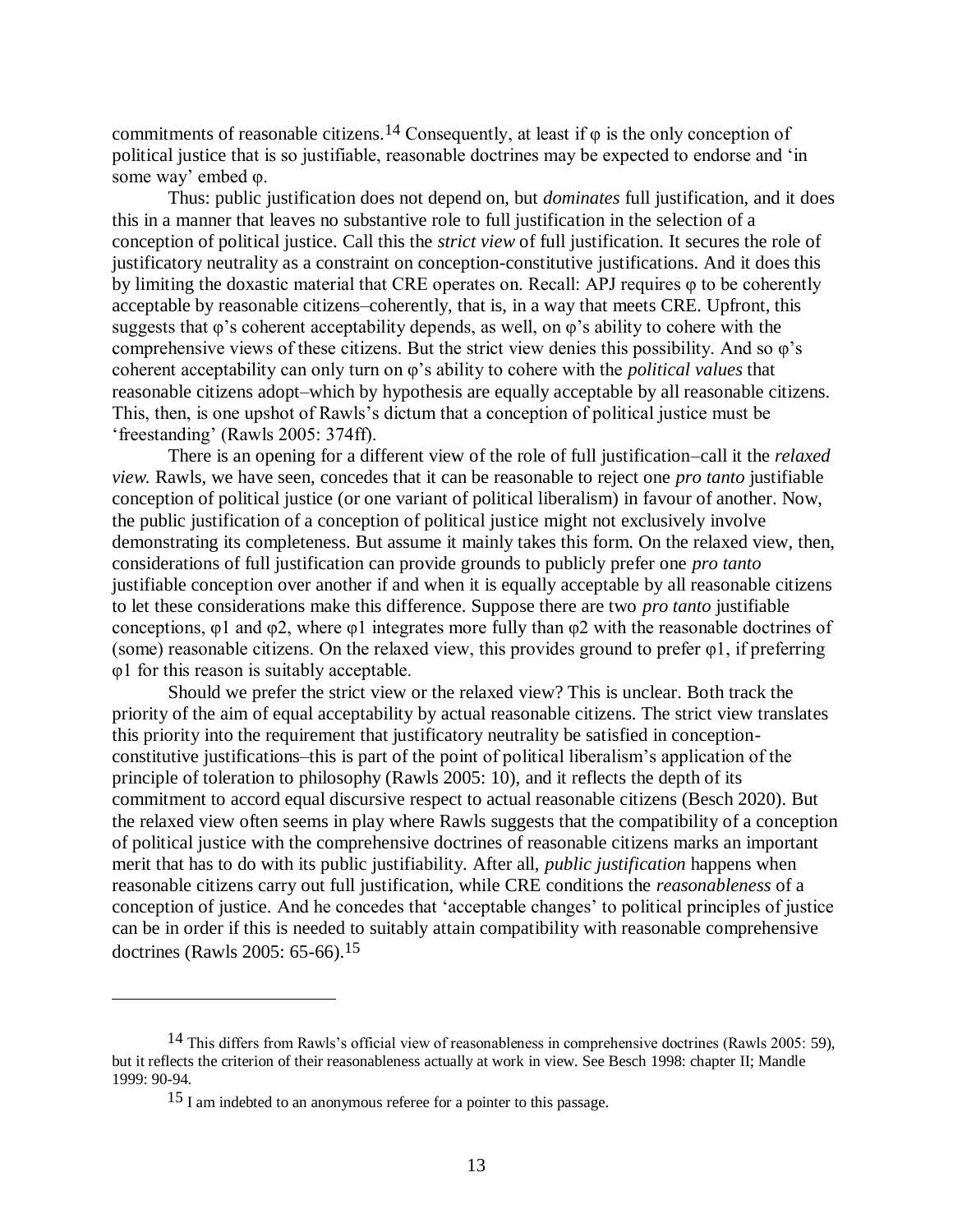commitments of reasonable citizens.[14] Consequently, at least if φ is the only conception of political justice that is so justifiable, reasonable doctrines may be expected to endorse and 'in some way' embed φ.

Thus: public justification does not depend on, but *dominates* full justification, and it does this in a manner that leaves no substantive role to full justification in the selection of a conception of political justice. Call this the *strict view* of full justification. It secures the role of justificatory neutrality as a constraint on conception-constitutive justifications. And it does this by limiting the doxastic material that CRE operates on. Recall: APJ requires φ to be coherently acceptable by reasonable citizens–coherently, that is, in a way that meets CRE. Upfront, this suggests that φ's coherent acceptability depends, as well, on φ's ability to cohere with the comprehensive views of these citizens. But the strict view denies this possibility. And so φ's coherent acceptability can only turn on φ's ability to cohere with the *political values* that reasonable citizens adopt–which by hypothesis are equally acceptable by all reasonable citizens. This, then, is one upshot of Rawls's dictum that a conception of political justice must be 'freestanding' (Rawls 2005: 374ff).

There is an opening for a different view of the role of full justification–call it the *relaxed view*. Rawls, we have seen, concedes that it can be reasonable to reject one *pro tanto* justifiable conception of political justice (or one variant of political liberalism) in favour of another. Now, the public justification of a conception of political justice might not exclusively involve demonstrating its completeness. But assume it mainly takes this form. On the relaxed view, then, considerations of full justification can provide grounds to publicly prefer one *pro tanto* justifiable conception over another if and when it is equally acceptable by all reasonable citizens to let these considerations make this difference. Suppose there are two *pro tanto* justifiable conceptions, φ1 and φ2, where φ1 integrates more fully than φ2 with the reasonable doctrines of (some) reasonable citizens. On the relaxed view, this provides ground to prefer φ1, if preferring φ1 for this reason is suitably acceptable.

Should we prefer the strict view or the relaxed view? This is unclear. Both track the priority of the aim of equal acceptability by actual reasonable citizens. The strict view translates this priority into the requirement that justificatory neutrality be satisfied in conception-constitutive justifications–this is part of the point of political liberalism's application of the principle of toleration to philosophy (Rawls 2005: 10), and it reflects the depth of its commitment to accord equal discursive respect to actual reasonable citizens (Besch 2020). But the relaxed view often seems in play where Rawls suggests that the compatibility of a conception of political justice with the comprehensive doctrines of reasonable citizens marks an important merit that has to do with its public justifiability. After all, *public justification* happens when reasonable citizens carry out full justification, while CRE conditions the *reasonableness* of a conception of justice. And he concedes that 'acceptable changes' to political principles of justice can be in order if this is needed to suitably attain compatibility with reasonable comprehensive doctrines (Rawls 2005: 65-66).[15]

---

[14] This differs from Rawls's official view of reasonableness in comprehensive doctrines (Rawls 2005: 59), but it reflects the criterion of their reasonableness actually at work in view. See Besch 1998: chapter II; Mandle 1999: 90-94.

[15] I am indebted to an anonymous referee for a pointer to this passage.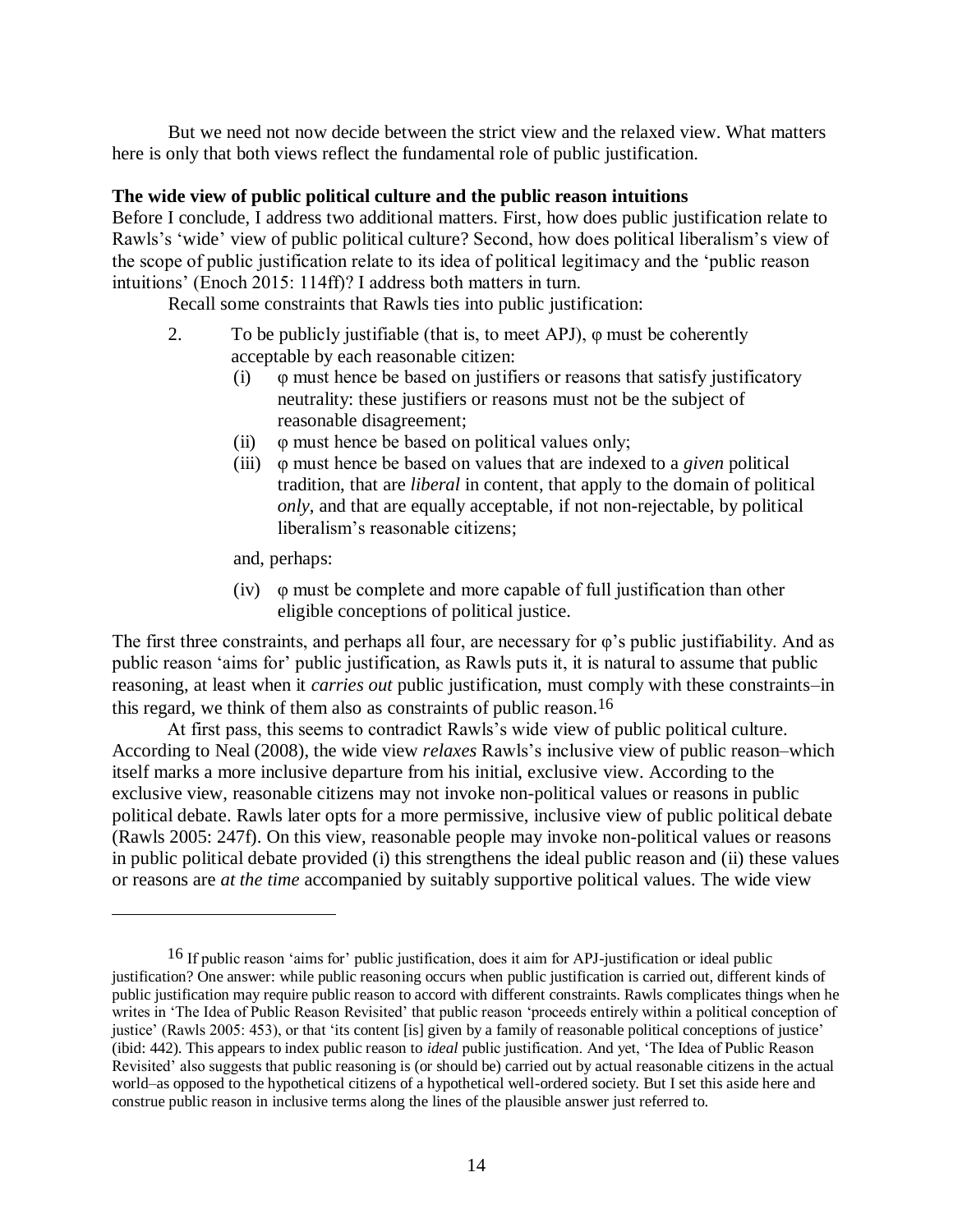But we need not now decide between the strict view and the relaxed view. What matters here is only that both views reflect the fundamental role of public justification.

**The wide view of public political culture and the public reason intuitions**

Before I conclude, I address two additional matters. First, how does public justification relate to Rawls's 'wide' view of public political culture? Second, how does political liberalism's view of the scope of public justification relate to its idea of political legitimacy and the 'public reason intuitions' (Enoch 2015: 114ff)? I address both matters in turn.

Recall some constraints that Rawls ties into public justification:

2. To be publicly justifiable (that is, to meet APJ), φ must be coherently acceptable by each reasonable citizen:
   (i) φ must hence be based on justifiers or reasons that satisfy justificatory neutrality: these justifiers or reasons must not be the subject of reasonable disagreement;
   (ii) φ must hence be based on political values only;
   (iii) φ must hence be based on values that are indexed to a *given* political tradition, that are *liberal* in content, that apply to the domain of political *only*, and that are equally acceptable, if not non-rejectable, by political liberalism's reasonable citizens;

   and, perhaps:

   (iv) φ must be complete and more capable of full justification than other eligible conceptions of political justice.

The first three constraints, and perhaps all four, are necessary for φ's public justifiability. And as public reason 'aims for' public justification, as Rawls puts it, it is natural to assume that public reasoning, at least when it *carries out* public justification, must comply with these constraints–in this regard, we think of them also as constraints of public reason.[16]

At first pass, this seems to contradict Rawls's wide view of public political culture. According to Neal (2008), the wide view *relaxes* Rawls's inclusive view of public reason–which itself marks a more inclusive departure from his initial, exclusive view. According to the exclusive view, reasonable citizens may not invoke non-political values or reasons in public political debate. Rawls later opts for a more permissive, inclusive view of public political debate (Rawls 2005: 247f). On this view, reasonable people may invoke non-political values or reasons in public political debate provided (i) this strengthens the ideal public reason and (ii) these values or reasons are *at the time* accompanied by suitably supportive political values. The wide view

---

[16] If public reason 'aims for' public justification, does it aim for APJ-justification or ideal public justification? One answer: while public reasoning occurs when public justification is carried out, different kinds of public justification may require public reason to accord with different constraints. Rawls complicates things when he writes in 'The Idea of Public Reason Revisited' that public reason 'proceeds entirely within a political conception of justice' (Rawls 2005: 453), or that 'its content [is] given by a family of reasonable political conceptions of justice' (ibid: 442). This appears to index public reason to *ideal* public justification. And yet, 'The Idea of Public Reason Revisited' also suggests that public reasoning is (or should be) carried out by actual reasonable citizens in the actual world–as opposed to the hypothetical citizens of a hypothetical well-ordered society. But I set this aside here and construe public reason in inclusive terms along the lines of the plausible answer just referred to.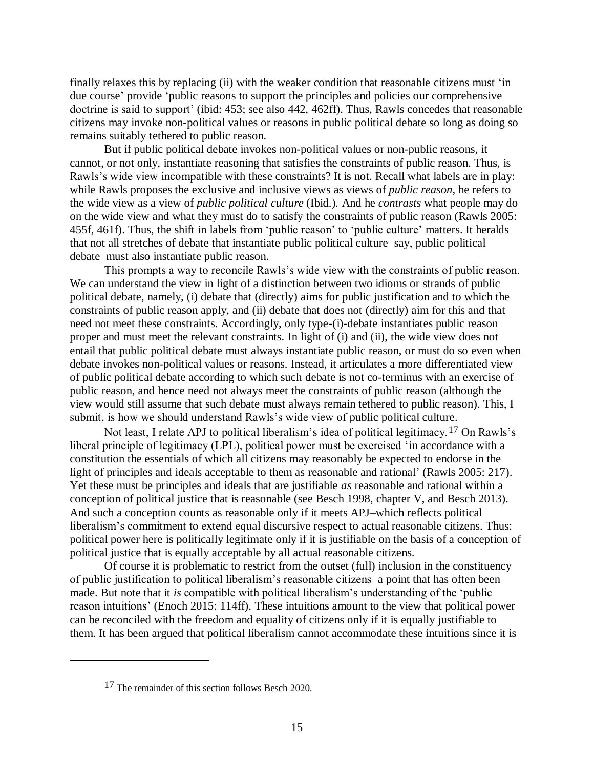finally relaxes this by replacing (ii) with the weaker condition that reasonable citizens must 'in due course' provide 'public reasons to support the principles and policies our comprehensive doctrine is said to support' (ibid: 453; see also 442, 462ff). Thus, Rawls concedes that reasonable citizens may invoke non-political values or reasons in public political debate so long as doing so remains suitably tethered to public reason.

But if public political debate invokes non-political values or non-public reasons, it cannot, or not only, instantiate reasoning that satisfies the constraints of public reason. Thus, is Rawls's wide view incompatible with these constraints? It is not. Recall what labels are in play: while Rawls proposes the exclusive and inclusive views as views of *public reason*, he refers to the wide view as a view of *public political culture* (Ibid.). And he *contrasts* what people may do on the wide view and what they must do to satisfy the constraints of public reason (Rawls 2005: 455f, 461f). Thus, the shift in labels from 'public reason' to 'public culture' matters. It heralds that not all stretches of debate that instantiate public political culture–say, public political debate–must also instantiate public reason.

This prompts a way to reconcile Rawls's wide view with the constraints of public reason. We can understand the view in light of a distinction between two idioms or strands of public political debate, namely, (i) debate that (directly) aims for public justification and to which the constraints of public reason apply, and (ii) debate that does not (directly) aim for this and that need not meet these constraints. Accordingly, only type-(i)-debate instantiates public reason proper and must meet the relevant constraints. In light of (i) and (ii), the wide view does not entail that public political debate must always instantiate public reason, or must do so even when debate invokes non-political values or reasons. Instead, it articulates a more differentiated view of public political debate according to which such debate is not co-terminus with an exercise of public reason, and hence need not always meet the constraints of public reason (although the view would still assume that such debate must always remain tethered to public reason). This, I submit, is how we should understand Rawls's wide view of public political culture.

Not least, I relate APJ to political liberalism's idea of political legitimacy.[17] On Rawls's liberal principle of legitimacy (LPL), political power must be exercised 'in accordance with a constitution the essentials of which all citizens may reasonably be expected to endorse in the light of principles and ideals acceptable to them as reasonable and rational' (Rawls 2005: 217). Yet these must be principles and ideals that are justifiable *as* reasonable and rational within a conception of political justice that is reasonable (see Besch 1998, chapter V, and Besch 2013). And such a conception counts as reasonable only if it meets APJ–which reflects political liberalism's commitment to extend equal discursive respect to actual reasonable citizens. Thus: political power here is politically legitimate only if it is justifiable on the basis of a conception of political justice that is equally acceptable by all actual reasonable citizens.

Of course it is problematic to restrict from the outset (full) inclusion in the constituency of public justification to political liberalism's reasonable citizens–a point that has often been made. But note that it *is* compatible with political liberalism's understanding of the 'public reason intuitions' (Enoch 2015: 114ff). These intuitions amount to the view that political power can be reconciled with the freedom and equality of citizens only if it is equally justifiable to them. It has been argued that political liberalism cannot accommodate these intuitions since it is

---

[17] The remainder of this section follows Besch 2020.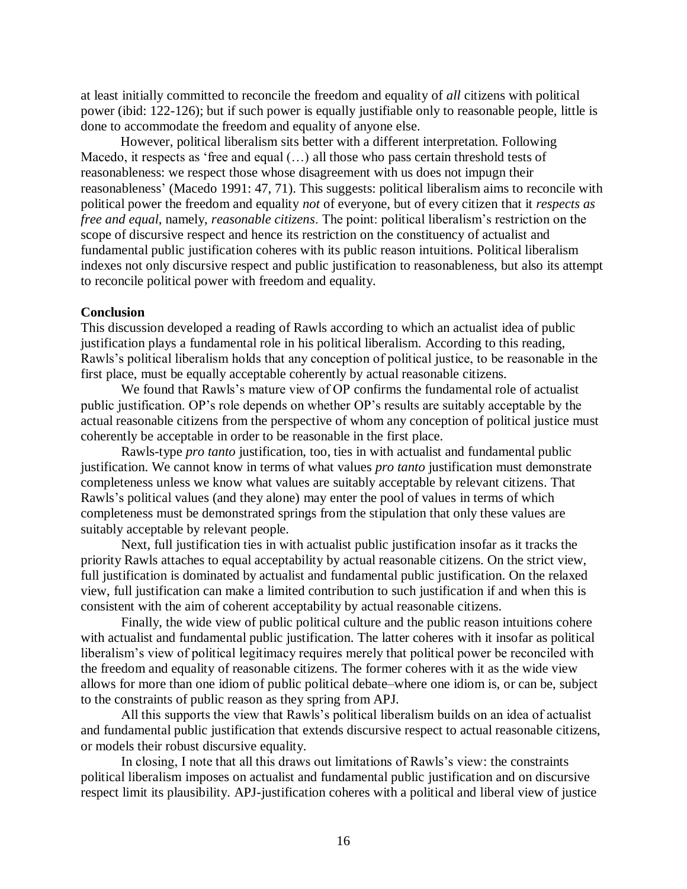at least initially committed to reconcile the freedom and equality of *all* citizens with political power (ibid: 122-126); but if such power is equally justifiable only to reasonable people, little is done to accommodate the freedom and equality of anyone else.

However, political liberalism sits better with a different interpretation. Following Macedo, it respects as 'free and equal (…) all those who pass certain threshold tests of reasonableness: we respect those whose disagreement with us does not impugn their reasonableness' (Macedo 1991: 47, 71). This suggests: political liberalism aims to reconcile with political power the freedom and equality *not* of everyone, but of every citizen that it *respects as free and equal*, namely, *reasonable citizens*. The point: political liberalism's restriction on the scope of discursive respect and hence its restriction on the constituency of actualist and fundamental public justification coheres with its public reason intuitions. Political liberalism indexes not only discursive respect and public justification to reasonableness, but also its attempt to reconcile political power with freedom and equality.

**Conclusion**

This discussion developed a reading of Rawls according to which an actualist idea of public justification plays a fundamental role in his political liberalism. According to this reading, Rawls's political liberalism holds that any conception of political justice, to be reasonable in the first place, must be equally acceptable coherently by actual reasonable citizens.

We found that Rawls's mature view of OP confirms the fundamental role of actualist public justification. OP's role depends on whether OP's results are suitably acceptable by the actual reasonable citizens from the perspective of whom any conception of political justice must coherently be acceptable in order to be reasonable in the first place.

Rawls-type *pro tanto* justification, too, ties in with actualist and fundamental public justification. We cannot know in terms of what values *pro tanto* justification must demonstrate completeness unless we know what values are suitably acceptable by relevant citizens. That Rawls's political values (and they alone) may enter the pool of values in terms of which completeness must be demonstrated springs from the stipulation that only these values are suitably acceptable by relevant people.

Next, full justification ties in with actualist public justification insofar as it tracks the priority Rawls attaches to equal acceptability by actual reasonable citizens. On the strict view, full justification is dominated by actualist and fundamental public justification. On the relaxed view, full justification can make a limited contribution to such justification if and when this is consistent with the aim of coherent acceptability by actual reasonable citizens.

Finally, the wide view of public political culture and the public reason intuitions cohere with actualist and fundamental public justification. The latter coheres with it insofar as political liberalism's view of political legitimacy requires merely that political power be reconciled with the freedom and equality of reasonable citizens. The former coheres with it as the wide view allows for more than one idiom of public political debate–where one idiom is, or can be, subject to the constraints of public reason as they spring from APJ.

All this supports the view that Rawls's political liberalism builds on an idea of actualist and fundamental public justification that extends discursive respect to actual reasonable citizens, or models their robust discursive equality.

In closing, I note that all this draws out limitations of Rawls's view: the constraints political liberalism imposes on actualist and fundamental public justification and on discursive respect limit its plausibility. APJ-justification coheres with a political and liberal view of justice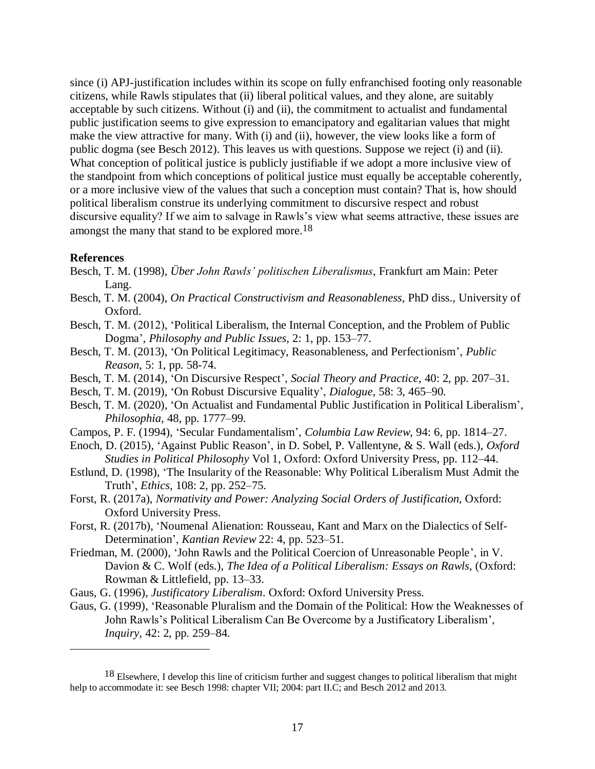since (i) APJ-justification includes within its scope on fully enfranchised footing only reasonable citizens, while Rawls stipulates that (ii) liberal political values, and they alone, are suitably acceptable by such citizens. Without (i) and (ii), the commitment to actualist and fundamental public justification seems to give expression to emancipatory and egalitarian values that might make the view attractive for many. With (i) and (ii), however, the view looks like a form of public dogma (see Besch 2012). This leaves us with questions. Suppose we reject (i) and (ii). What conception of political justice is publicly justifiable if we adopt a more inclusive view of the standpoint from which conceptions of political justice must equally be acceptable coherently, or a more inclusive view of the values that such a conception must contain? That is, how should political liberalism construe its underlying commitment to discursive respect and robust discursive equality? If we aim to salvage in Rawls's view what seems attractive, these issues are amongst the many that stand to be explored more.[18]

**References**

Besch, T. M. (1998), *Über John Rawls' politischen Liberalismus*, Frankfurt am Main: Peter Lang.

Besch, T. M. (2004), *On Practical Constructivism and Reasonableness*, PhD diss., University of Oxford.

Besch, T. M. (2012), 'Political Liberalism, the Internal Conception, and the Problem of Public Dogma', *Philosophy and Public Issues*, 2: 1, pp. 153–77.

Besch, T. M. (2013), 'On Political Legitimacy, Reasonableness, and Perfectionism', *Public Reason*, 5: 1, pp. 58-74.

Besch, T. M. (2014), 'On Discursive Respect', *Social Theory and Practice*, 40: 2, pp. 207–31.

Besch, T. M. (2019), 'On Robust Discursive Equality', *Dialogue*, 58: 3, 465–90.

Besch, T. M. (2020), 'On Actualist and Fundamental Public Justification in Political Liberalism', *Philosophia*, 48, pp. 1777–99.

Campos, P. F. (1994), 'Secular Fundamentalism', *Columbia Law Review*, 94: 6, pp. 1814–27.

Enoch, D. (2015), 'Against Public Reason', in D. Sobel, P. Vallentyne, & S. Wall (eds.), *Oxford Studies in Political Philosophy* Vol 1, Oxford: Oxford University Press, pp. 112–44.

Estlund, D. (1998), 'The Insularity of the Reasonable: Why Political Liberalism Must Admit the Truth', *Ethics*, 108: 2, pp. 252–75.

Forst, R. (2017a), *Normativity and Power: Analyzing Social Orders of Justification*, Oxford: Oxford University Press.

Forst, R. (2017b), 'Noumenal Alienation: Rousseau, Kant and Marx on the Dialectics of Self-Determination', *Kantian Review* 22: 4, pp. 523–51.

Friedman, M. (2000), 'John Rawls and the Political Coercion of Unreasonable People', in V. Davion & C. Wolf (eds.), *The Idea of a Political Liberalism: Essays on Rawls*, (Oxford: Rowman & Littlefield, pp. 13–33.

Gaus, G. (1996), *Justificatory Liberalism*. Oxford: Oxford University Press.

Gaus, G. (1999), 'Reasonable Pluralism and the Domain of the Political: How the Weaknesses of John Rawls's Political Liberalism Can Be Overcome by a Justificatory Liberalism', *Inquiry*, 42: 2, pp. 259–84.

---

[18] Elsewhere, I develop this line of criticism further and suggest changes to political liberalism that might help to accommodate it: see Besch 1998: chapter VII; 2004: part II.C; and Besch 2012 and 2013.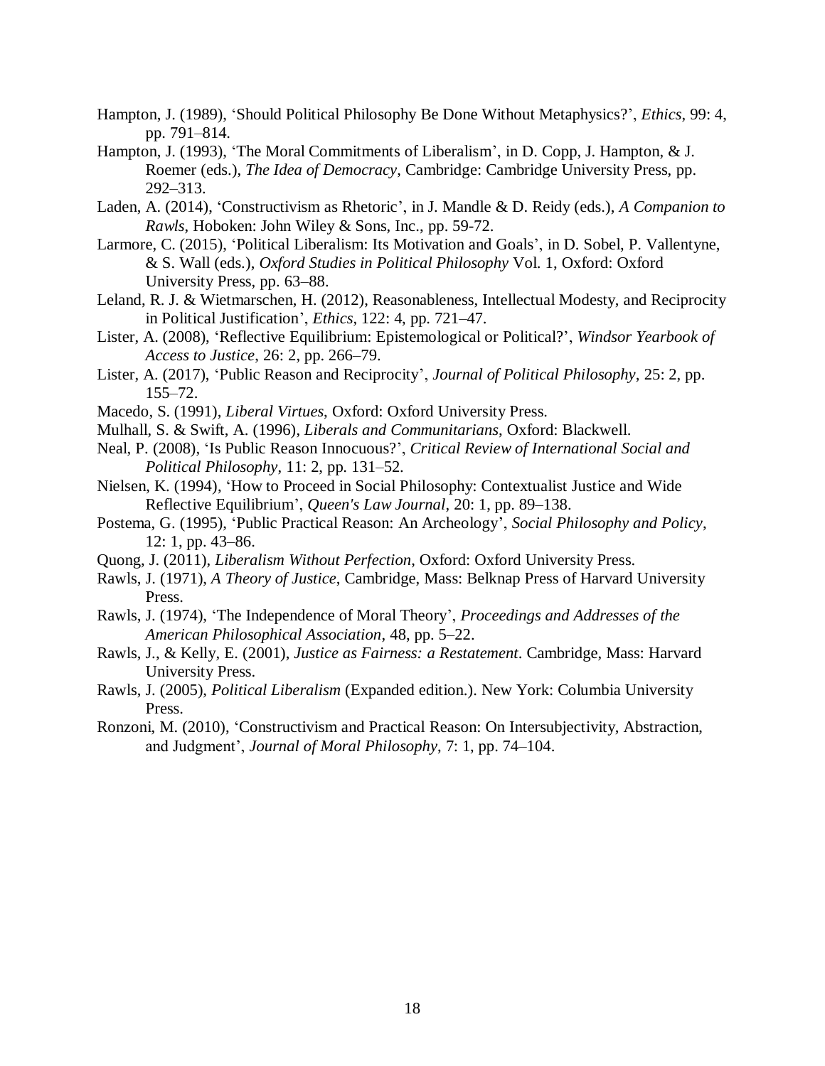Hampton, J. (1989), 'Should Political Philosophy Be Done Without Metaphysics?', *Ethics*, 99: 4, pp. 791–814.

Hampton, J. (1993), 'The Moral Commitments of Liberalism', in D. Copp, J. Hampton, & J. Roemer (eds.), *The Idea of Democracy*, Cambridge: Cambridge University Press, pp. 292–313.

Laden, A. (2014), 'Constructivism as Rhetoric', in J. Mandle & D. Reidy (eds.), *A Companion to Rawls*, Hoboken: John Wiley & Sons, Inc., pp. 59-72.

Larmore, C. (2015), 'Political Liberalism: Its Motivation and Goals', in D. Sobel, P. Vallentyne, & S. Wall (eds.), *Oxford Studies in Political Philosophy* Vol. 1, Oxford: Oxford University Press, pp. 63–88.

Leland, R. J. & Wietmarschen, H. (2012), Reasonableness, Intellectual Modesty, and Reciprocity in Political Justification', *Ethics*, 122: 4, pp. 721–47.

Lister, A. (2008), 'Reflective Equilibrium: Epistemological or Political?', *Windsor Yearbook of Access to Justice*, 26: 2, pp. 266–79.

Lister, A. (2017), 'Public Reason and Reciprocity', *Journal of Political Philosophy*, 25: 2, pp. 155–72.

Macedo, S. (1991), *Liberal Virtues*, Oxford: Oxford University Press.

Mulhall, S. & Swift, A. (1996), *Liberals and Communitarians*, Oxford: Blackwell.

Neal, P. (2008), 'Is Public Reason Innocuous?', *Critical Review of International Social and Political Philosophy*, 11: 2, pp. 131–52.

Nielsen, K. (1994), 'How to Proceed in Social Philosophy: Contextualist Justice and Wide Reflective Equilibrium', *Queen's Law Journal*, 20: 1, pp. 89–138.

Postema, G. (1995), 'Public Practical Reason: An Archeology', *Social Philosophy and Policy*, 12: 1, pp. 43–86.

Quong, J. (2011), *Liberalism Without Perfection*, Oxford: Oxford University Press.

Rawls, J. (1971), *A Theory of Justice*, Cambridge, Mass: Belknap Press of Harvard University Press.

Rawls, J. (1974), 'The Independence of Moral Theory', *Proceedings and Addresses of the American Philosophical Association*, 48, pp. 5–22.

Rawls, J., & Kelly, E. (2001), *Justice as Fairness: a Restatement*. Cambridge, Mass: Harvard University Press.

Rawls, J. (2005), *Political Liberalism* (Expanded edition.). New York: Columbia University Press.

Ronzoni, M. (2010), 'Constructivism and Practical Reason: On Intersubjectivity, Abstraction, and Judgment', *Journal of Moral Philosophy*, 7: 1, pp. 74–104.